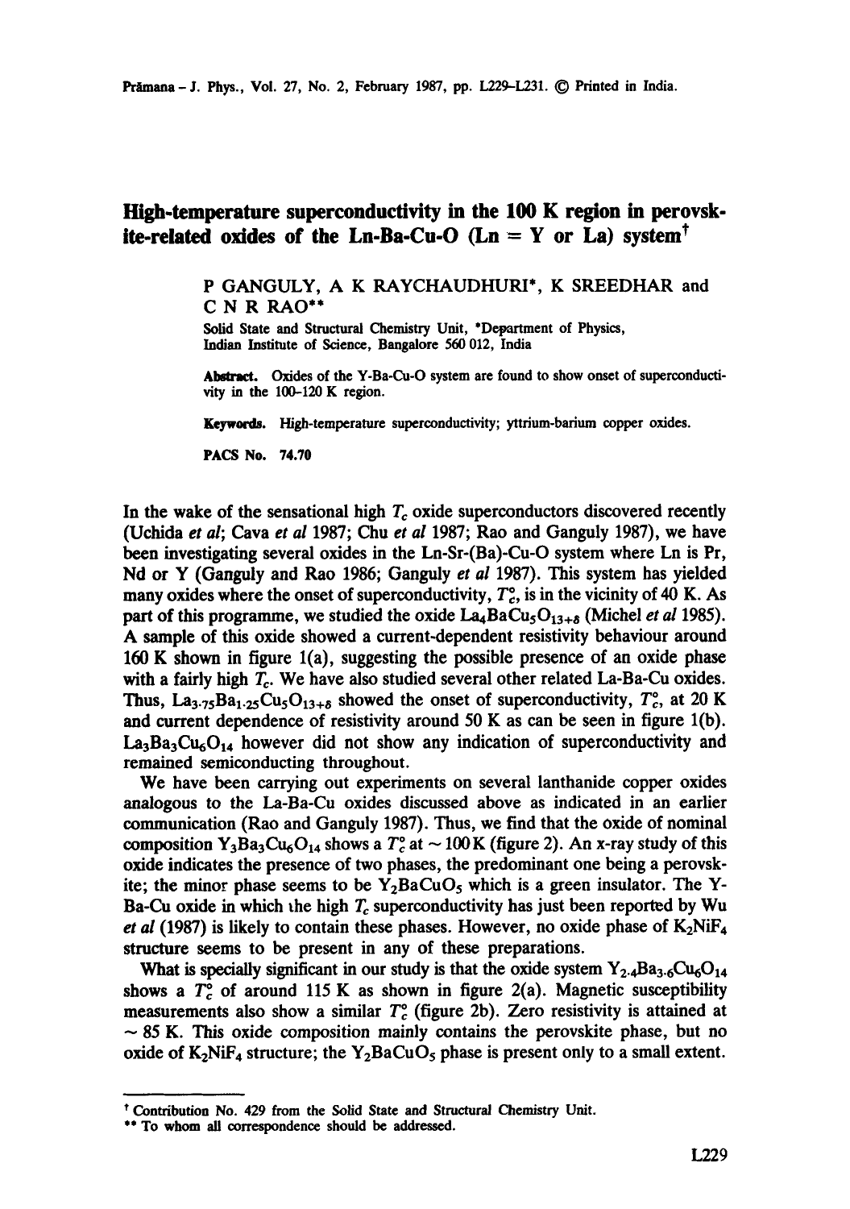# High-temperature superconductivity in the 100 K region in perovskite-related oxides of the Ln-Ba-Cu-O (Ln = Y or La) system†

P GANGULY, A K RAYCHAUDHURI*, K SREEDHAR and C N R RAO**

Solid State and Structural Chemistry Unit, *Department of Physics, Indian Institute of Science, Bangalore 560 012, India

**Abstract.** Oxides of the Y-Ba-Cu-O system are found to show onset of superconductivity in the 100–120 K region.

**Keywords.** High-temperature superconductivity; yttrium-barium copper oxides.

**PACS No.** 74.70

In the wake of the sensational high $T_c$ oxide superconductors discovered recently (Uchida *et al*; Cava *et al* 1987; Chu *et al* 1987; Rao and Ganguly 1987), we have been investigating several oxides in the Ln-Sr-(Ba)-Cu-O system where Ln is Pr, Nd or Y (Ganguly and Rao 1986; Ganguly *et al* 1987). This system has yielded many oxides where the onset of superconductivity, $T_c^o$, is in the vicinity of 40 K. As part of this programme, we studied the oxide $La_4BaCu_5O_{13+\delta}$ (Michel *et al* 1985). A sample of this oxide showed a current-dependent resistivity behaviour around 160 K shown in figure 1(a), suggesting the possible presence of an oxide phase with a fairly high $T_c$. We have also studied several other related La-Ba-Cu oxides. Thus, $La_{3.75}Ba_{1.25}Cu_5O_{13+\delta}$ showed the onset of superconductivity, $T_c^o$, at 20 K and current dependence of resistivity around 50 K as can be seen in figure 1(b). $La_3Ba_3Cu_6O_{14}$ however did not show any indication of superconductivity and remained semiconducting throughout.

We have been carrying out experiments on several lanthanide copper oxides analogous to the La-Ba-Cu oxides discussed above as indicated in an earlier communication (Rao and Ganguly 1987). Thus, we find that the oxide of nominal composition $Y_3Ba_3Cu_6O_{14}$ shows a $T_c^o$ at ~ 100 K (figure 2). An x-ray study of this oxide indicates the presence of two phases, the predominant one being a perovskite; the minor phase seems to be $Y_2BaCuO_5$ which is a green insulator. The Y-Ba-Cu oxide in which the high $T_c$ superconductivity has just been reported by Wu *et al* (1987) is likely to contain these phases. However, no oxide phase of $K_2NiF_4$ structure seems to be present in any of these preparations.

What is specially significant in our study is that the oxide system $Y_{2.4}Ba_{3.6}Cu_6O_{14}$ shows a $T_c^o$ of around 115 K as shown in figure 2(a). Magnetic susceptibility measurements also show a similar $T_c^o$ (figure 2b). Zero resistivity is attained at ~ 85 K. This oxide composition mainly contains the perovskite phase, but no oxide of $K_2NiF_4$ structure; the $Y_2BaCuO_5$ phase is present only to a small extent.

† Contribution No. 429 from the Solid State and Structural Chemistry Unit.

** To whom all correspondence should be addressed.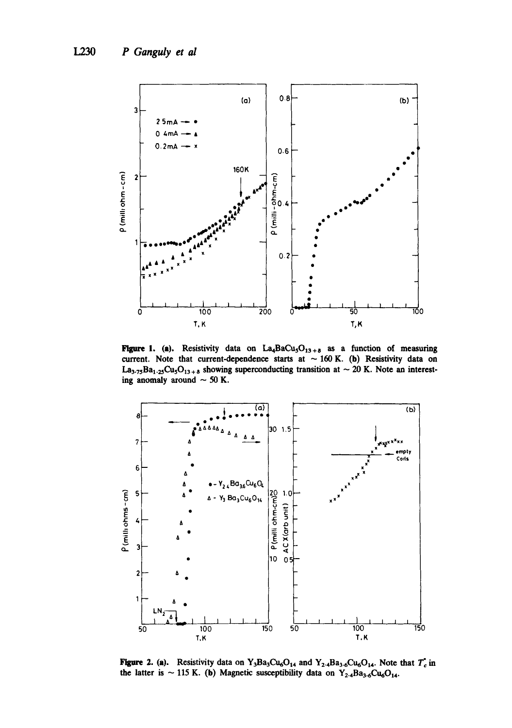**Figure 1. (a).** Resistivity data on $La_4BaCu_5O_{13+\delta}$ as a function of measuring current. Note that current-dependence starts at ~ 160 K. **(b)** Resistivity data on $La_{3.75}Ba_{1.25}Cu_5O_{13+\delta}$ showing superconducting transition at ~ 20 K. Note an interesting anomaly around ~ 50 K.

**Figure 2. (a).** Resistivity data on $Y_3Ba_3Cu_6O_{14}$ and $Y_{2.4}Ba_{3.6}Cu_6O_{14}$. Note that $T_c^{\circ}$ in the latter is ~ 115 K. **(b)** Magnetic susceptibility data on $Y_{2.4}Ba_{3.6}Cu_6O_{14}$.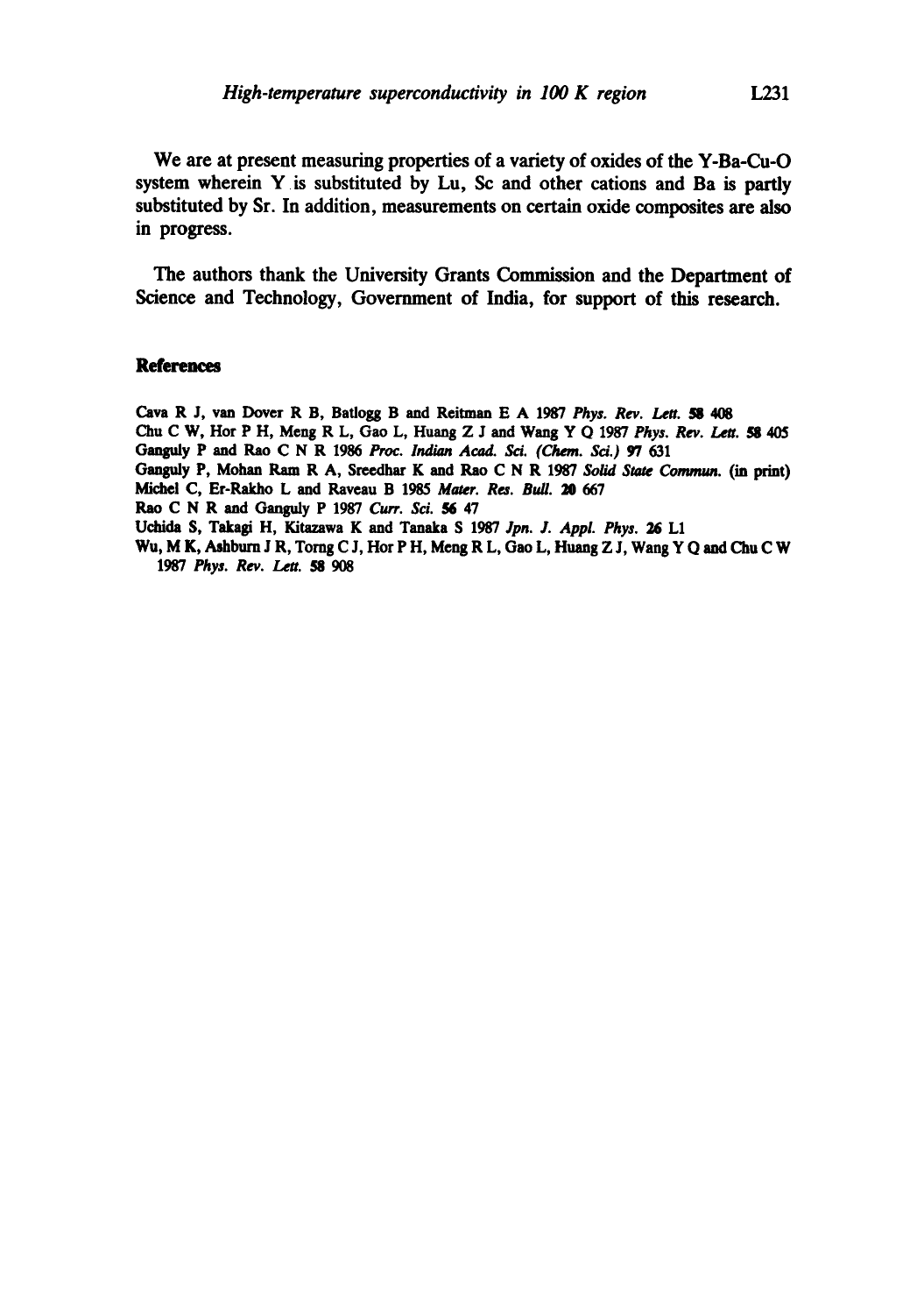We are at present measuring properties of a variety of oxides of the Y-Ba-Cu-O system wherein Y is substituted by Lu, Sc and other cations and Ba is partly substituted by Sr. In addition, measurements on certain oxide composites are also in progress.

The authors thank the University Grants Commission and the Department of Science and Technology, Government of India, for support of this research.

## References

Cava R J, van Dover R B, Batlogg B and Reitman E A 1987 *Phys. Rev. Lett.* **58** 408

Chu C W, Hor P H, Meng R L, Gao L, Huang Z J and Wang Y Q 1987 *Phys. Rev. Lett.* **58** 405

Ganguly P and Rao C N R 1986 *Proc. Indian Acad. Sci. (Chem. Sci.)* **97** 631

Ganguly P, Mohan Ram R A, Sreedhar K and Rao C N R 1987 *Solid State Commun.* (in print)

Michel C, Er-Rakho L and Raveau B 1985 *Mater. Res. Bull.* **20** 667

Rao C N R and Ganguly P 1987 *Curr. Sci.* **56** 47

Uchida S, Takagi H, Kitazawa K and Tanaka S 1987 *Jpn. J. Appl. Phys.* **26** L1

Wu, M K, Ashburn J R, Torng C J, Hor P H, Meng R L, Gao L, Huang Z J, Wang Y Q and Chu C W 1987 *Phys. Rev. Lett.* **58** 908